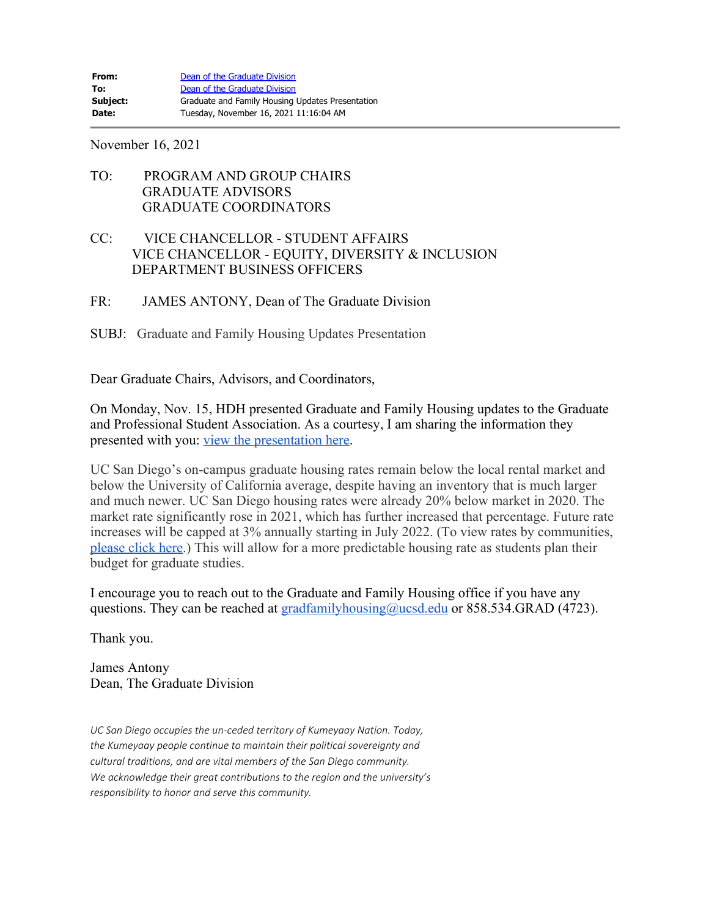| | |
|---|---|
| **From:** | Dean of the Graduate Division |
| **To:** | Dean of the Graduate Division |
| **Subject:** | Graduate and Family Housing Updates Presentation |
| **Date:** | Tuesday, November 16, 2021 11:16:04 AM |

---

November 16, 2021

TO: PROGRAM AND GROUP CHAIRS
GRADUATE ADVISORS
GRADUATE COORDINATORS

CC: VICE CHANCELLOR - STUDENT AFFAIRS
VICE CHANCELLOR - EQUITY, DIVERSITY & INCLUSION
DEPARTMENT BUSINESS OFFICERS

FR: JAMES ANTONY, Dean of The Graduate Division

SUBJ: Graduate and Family Housing Updates Presentation

Dear Graduate Chairs, Advisors, and Coordinators,

On Monday, Nov. 15, HDH presented Graduate and Family Housing updates to the Graduate and Professional Student Association. As a courtesy, I am sharing the information they presented with you: view the presentation here.

UC San Diego's on-campus graduate housing rates remain below the local rental market and below the University of California average, despite having an inventory that is much larger and much newer. UC San Diego housing rates were already 20% below market in 2020. The market rate significantly rose in 2021, which has further increased that percentage. Future rate increases will be capped at 3% annually starting in July 2022. (To view rates by communities, please click here.) This will allow for a more predictable housing rate as students plan their budget for graduate studies.

I encourage you to reach out to the Graduate and Family Housing office if you have any questions. They can be reached at gradfamilyhousing@ucsd.edu or 858.534.GRAD (4723).

Thank you.

James Antony
Dean, The Graduate Division

*UC San Diego occupies the un-ceded territory of Kumeyaay Nation. Today, the Kumeyaay people continue to maintain their political sovereignty and cultural traditions, and are vital members of the San Diego community. We acknowledge their great contributions to the region and the university's responsibility to honor and serve this community.*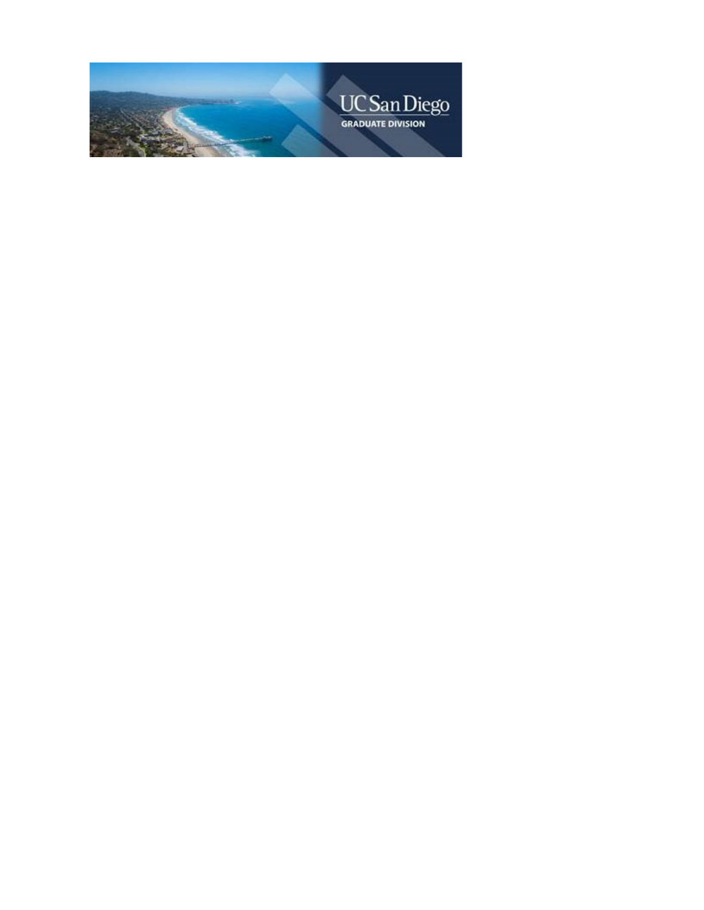UC San Diego

GRADUATE DIVISION